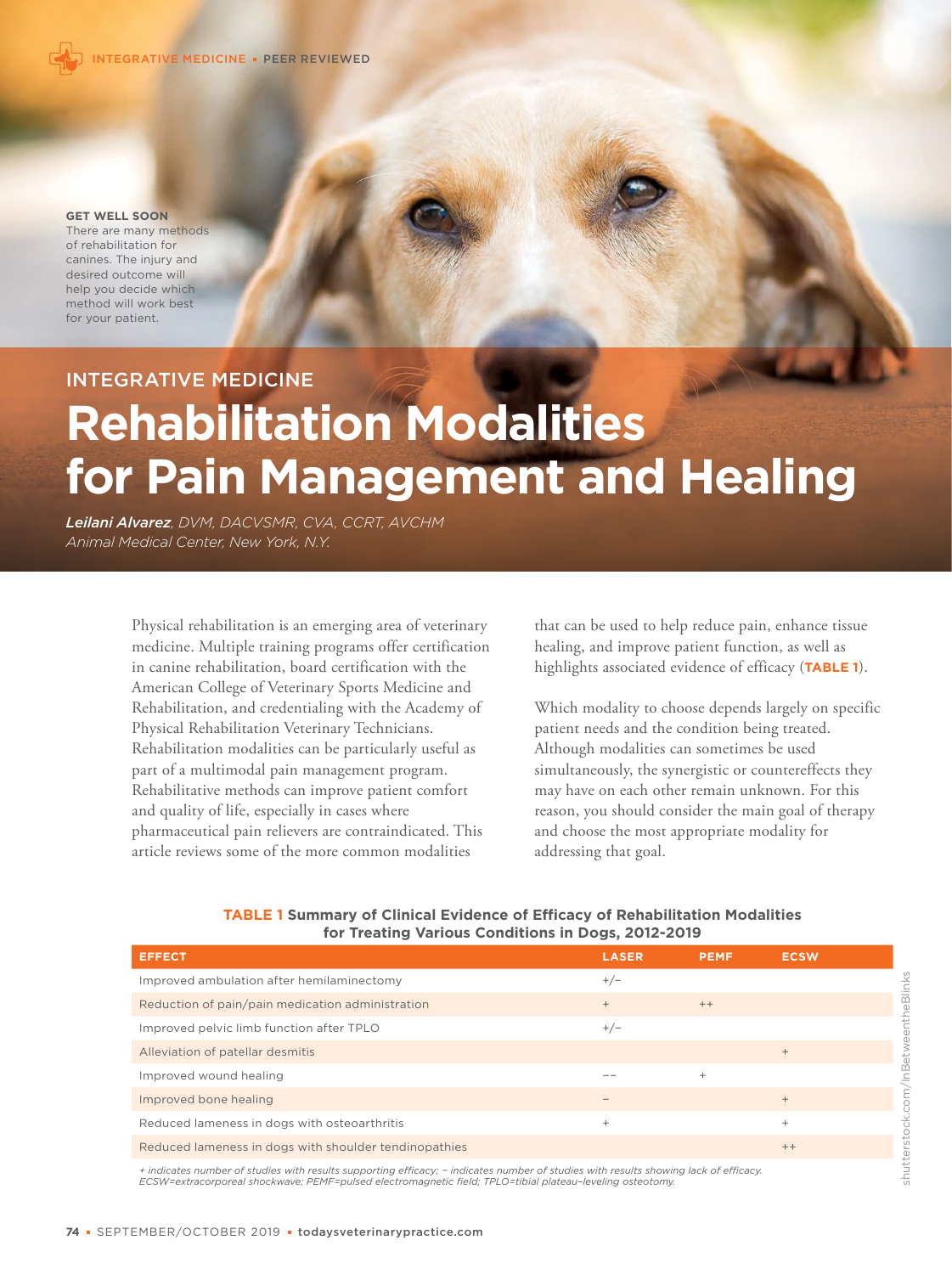INTEGRATIVE MEDICINE ▪ PEER REVIEWED

**GET WELL SOON**
There are many methods of rehabilitation for canines. The injury and desired outcome will help you decide which method will work best for your patient.

## INTEGRATIVE MEDICINE

# Rehabilitation Modalities for Pain Management and Healing

***Leilani Alvarez**, DVM, DACVSMR, CVA, CCRT, AVCHM*
*Animal Medical Center, New York, N.Y.*

Physical rehabilitation is an emerging area of veterinary medicine. Multiple training programs offer certification in canine rehabilitation, board certification with the American College of Veterinary Sports Medicine and Rehabilitation, and credentialing with the Academy of Physical Rehabilitation Veterinary Technicians. Rehabilitation modalities can be particularly useful as part of a multimodal pain management program. Rehabilitative methods can improve patient comfort and quality of life, especially in cases where pharmaceutical pain relievers are contraindicated. This article reviews some of the more common modalities that can be used to help reduce pain, enhance tissue healing, and improve patient function, as well as highlights associated evidence of efficacy (**TABLE 1**).

Which modality to choose depends largely on specific patient needs and the condition being treated. Although modalities can sometimes be used simultaneously, the synergistic or countereffects they may have on each other remain unknown. For this reason, you should consider the main goal of therapy and choose the most appropriate modality for addressing that goal.

**TABLE 1 Summary of Clinical Evidence of Efficacy of Rehabilitation Modalities for Treating Various Conditions in Dogs, 2012-2019**

| EFFECT | LASER | PEMF | ECSW |
|---|---|---|---|
| Improved ambulation after hemilaminectomy | +/− | | |
| Reduction of pain/pain medication administration | + | ++ | |
| Improved pelvic limb function after TPLO | +/− | | |
| Alleviation of patellar desmitis | | | + |
| Improved wound healing | −− | + | |
| Improved bone healing | − | | + |
| Reduced lameness in dogs with osteoarthritis | + | | + |
| Reduced lameness in dogs with shoulder tendinopathies | | | ++ |

*+ indicates number of studies with results supporting efficacy; − indicates number of studies with results showing lack of efficacy. ECSW=extracorporeal shockwave; PEMF=pulsed electromagnetic field; TPLO=tibial plateau–leveling osteotomy.*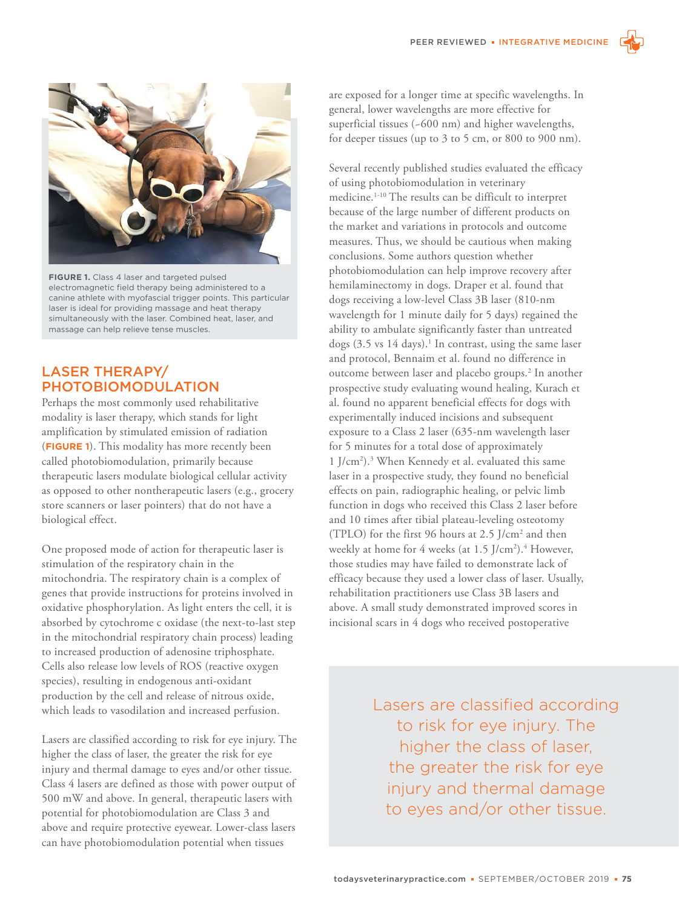FIGURE 1. Class 4 laser and targeted pulsed electromagnetic field therapy being administered to a canine athlete with myofascial trigger points. This particular laser is ideal for providing massage and heat therapy simultaneously with the laser. Combined heat, laser, and massage can help relieve tense muscles.

## LASER THERAPY/ PHOTOBIOMODULATION

Perhaps the most commonly used rehabilitative modality is laser therapy, which stands for light amplification by stimulated emission of radiation (**FIGURE 1**). This modality has more recently been called photobiomodulation, primarily because therapeutic lasers modulate biological cellular activity as opposed to other nontherapeutic lasers (e.g., grocery store scanners or laser pointers) that do not have a biological effect.

One proposed mode of action for therapeutic laser is stimulation of the respiratory chain in the mitochondria. The respiratory chain is a complex of genes that provide instructions for proteins involved in oxidative phosphorylation. As light enters the cell, it is absorbed by cytochrome c oxidase (the next-to-last step in the mitochondrial respiratory chain process) leading to increased production of adenosine triphosphate. Cells also release low levels of ROS (reactive oxygen species), resulting in endogenous anti-oxidant production by the cell and release of nitrous oxide, which leads to vasodilation and increased perfusion.

Lasers are classified according to risk for eye injury. The higher the class of laser, the greater the risk for eye injury and thermal damage to eyes and/or other tissue. Class 4 lasers are defined as those with power output of 500 mW and above. In general, therapeutic lasers with potential for photobiomodulation are Class 3 and above and require protective eyewear. Lower-class lasers can have photobiomodulation potential when tissues are exposed for a longer time at specific wavelengths. In general, lower wavelengths are more effective for superficial tissues (~600 nm) and higher wavelengths, for deeper tissues (up to 3 to 5 cm, or 800 to 900 nm).

Several recently published studies evaluated the efficacy of using photobiomodulation in veterinary medicine.[1-10] The results can be difficult to interpret because of the large number of different products on the market and variations in protocols and outcome measures. Thus, we should be cautious when making conclusions. Some authors question whether photobiomodulation can help improve recovery after hemilaminectomy in dogs. Draper et al. found that dogs receiving a low-level Class 3B laser (810-nm wavelength for 1 minute daily for 5 days) regained the ability to ambulate significantly faster than untreated dogs (3.5 vs 14 days).[1] In contrast, using the same laser and protocol, Bennaim et al. found no difference in outcome between laser and placebo groups.[2] In another prospective study evaluating wound healing, Kurach et al. found no apparent beneficial effects for dogs with experimentally induced incisions and subsequent exposure to a Class 2 laser (635-nm wavelength laser for 5 minutes for a total dose of approximately 1 J/cm$^2$).[3] When Kennedy et al. evaluated this same laser in a prospective study, they found no beneficial effects on pain, radiographic healing, or pelvic limb function in dogs who received this Class 2 laser before and 10 times after tibial plateau-leveling osteotomy (TPLO) for the first 96 hours at 2.5 J/cm$^2$ and then weekly at home for 4 weeks (at 1.5 J/cm$^2$).[4] However, those studies may have failed to demonstrate lack of efficacy because they used a lower class of laser. Usually, rehabilitation practitioners use Class 3B lasers and above. A small study demonstrated improved scores in incisional scars in 4 dogs who received postoperative

> Lasers are classified according to risk for eye injury. The higher the class of laser, the greater the risk for eye injury and thermal damage to eyes and/or other tissue.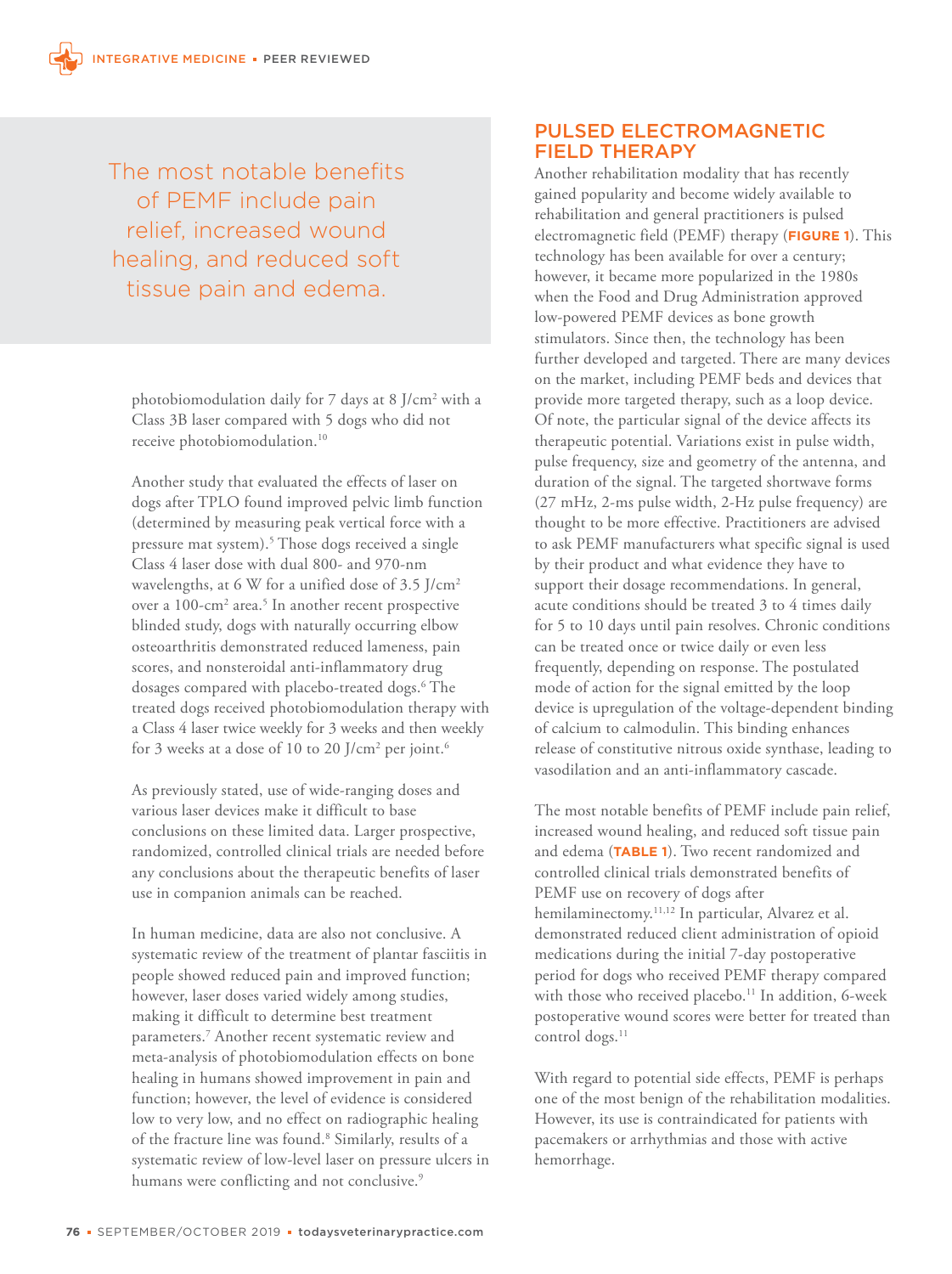> The most notable benefits of PEMF include pain relief, increased wound healing, and reduced soft tissue pain and edema.

photobiomodulation daily for 7 days at 8 J/cm$^2$ with a Class 3B laser compared with 5 dogs who did not receive photobiomodulation.[10]

Another study that evaluated the effects of laser on dogs after TPLO found improved pelvic limb function (determined by measuring peak vertical force with a pressure mat system).[5] Those dogs received a single Class 4 laser dose with dual 800- and 970-nm wavelengths, at 6 W for a unified dose of 3.5 J/cm$^2$ over a 100-cm$^2$ area.[5] In another recent prospective blinded study, dogs with naturally occurring elbow osteoarthritis demonstrated reduced lameness, pain scores, and nonsteroidal anti-inflammatory drug dosages compared with placebo-treated dogs.[6] The treated dogs received photobiomodulation therapy with a Class 4 laser twice weekly for 3 weeks and then weekly for 3 weeks at a dose of 10 to 20 J/cm$^2$ per joint.[6]

As previously stated, use of wide-ranging doses and various laser devices make it difficult to base conclusions on these limited data. Larger prospective, randomized, controlled clinical trials are needed before any conclusions about the therapeutic benefits of laser use in companion animals can be reached.

In human medicine, data are also not conclusive. A systematic review of the treatment of plantar fasciitis in people showed reduced pain and improved function; however, laser doses varied widely among studies, making it difficult to determine best treatment parameters.[7] Another recent systematic review and meta-analysis of photobiomodulation effects on bone healing in humans showed improvement in pain and function; however, the level of evidence is considered low to very low, and no effect on radiographic healing of the fracture line was found.[8] Similarly, results of a systematic review of low-level laser on pressure ulcers in humans were conflicting and not conclusive.[9]

## PULSED ELECTROMAGNETIC FIELD THERAPY

Another rehabilitation modality that has recently gained popularity and become widely available to rehabilitation and general practitioners is pulsed electromagnetic field (PEMF) therapy (**FIGURE 1**). This technology has been available for over a century; however, it became more popularized in the 1980s when the Food and Drug Administration approved low-powered PEMF devices as bone growth stimulators. Since then, the technology has been further developed and targeted. There are many devices on the market, including PEMF beds and devices that provide more targeted therapy, such as a loop device. Of note, the particular signal of the device affects its therapeutic potential. Variations exist in pulse width, pulse frequency, size and geometry of the antenna, and duration of the signal. The targeted shortwave forms (27 mHz, 2-ms pulse width, 2-Hz pulse frequency) are thought to be more effective. Practitioners are advised to ask PEMF manufacturers what specific signal is used by their product and what evidence they have to support their dosage recommendations. In general, acute conditions should be treated 3 to 4 times daily for 5 to 10 days until pain resolves. Chronic conditions can be treated once or twice daily or even less frequently, depending on response. The postulated mode of action for the signal emitted by the loop device is upregulation of the voltage-dependent binding of calcium to calmodulin. This binding enhances release of constitutive nitrous oxide synthase, leading to vasodilation and an anti-inflammatory cascade.

The most notable benefits of PEMF include pain relief, increased wound healing, and reduced soft tissue pain and edema (**TABLE 1**). Two recent randomized and controlled clinical trials demonstrated benefits of PEMF use on recovery of dogs after hemilaminectomy.[11,12] In particular, Alvarez et al. demonstrated reduced client administration of opioid medications during the initial 7-day postoperative period for dogs who received PEMF therapy compared with those who received placebo.[11] In addition, 6-week postoperative wound scores were better for treated than control dogs.[11]

With regard to potential side effects, PEMF is perhaps one of the most benign of the rehabilitation modalities. However, its use is contraindicated for patients with pacemakers or arrhythmias and those with active hemorrhage.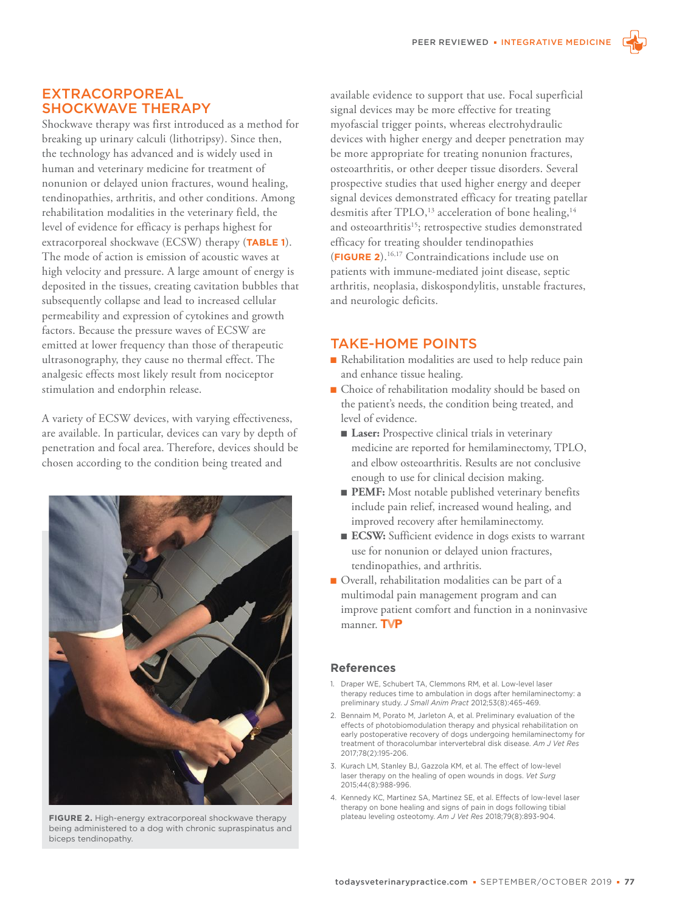## EXTRACORPOREAL SHOCKWAVE THERAPY

Shockwave therapy was first introduced as a method for breaking up urinary calculi (lithotripsy). Since then, the technology has advanced and is widely used in human and veterinary medicine for treatment of nonunion or delayed union fractures, wound healing, tendinopathies, arthritis, and other conditions. Among rehabilitation modalities in the veterinary field, the level of evidence for efficacy is perhaps highest for extracorporeal shockwave (ECSW) therapy (**TABLE 1**). The mode of action is emission of acoustic waves at high velocity and pressure. A large amount of energy is deposited in the tissues, creating cavitation bubbles that subsequently collapse and lead to increased cellular permeability and expression of cytokines and growth factors. Because the pressure waves of ECSW are emitted at lower frequency than those of therapeutic ultrasonography, they cause no thermal effect. The analgesic effects most likely result from nociceptor stimulation and endorphin release.

A variety of ECSW devices, with varying effectiveness, are available. In particular, devices can vary by depth of penetration and focal area. Therefore, devices should be chosen according to the condition being treated and available evidence to support that use. Focal superficial signal devices may be more effective for treating myofascial trigger points, whereas electrohydraulic devices with higher energy and deeper penetration may be more appropriate for treating nonunion fractures, osteoarthritis, or other deeper tissue disorders. Several prospective studies that used higher energy and deeper signal devices demonstrated efficacy for treating patellar desmitis after TPLO,[13] acceleration of bone healing,[14] and osteoarthritis[15]; retrospective studies demonstrated efficacy for treating shoulder tendinopathies (**FIGURE 2**).[16,17] Contraindications include use on patients with immune-mediated joint disease, septic arthritis, neoplasia, diskospondylitis, unstable fractures, and neurologic deficits.

**FIGURE 2.** High-energy extracorporeal shockwave therapy being administered to a dog with chronic supraspinatus and biceps tendinopathy.

## TAKE-HOME POINTS

- Rehabilitation modalities are used to help reduce pain and enhance tissue healing.
- Choice of rehabilitation modality should be based on the patient's needs, the condition being treated, and level of evidence.
  - **Laser:** Prospective clinical trials in veterinary medicine are reported for hemilaminectomy, TPLO, and elbow osteoarthritis. Results are not conclusive enough to use for clinical decision making.
  - **PEMF:** Most notable published veterinary benefits include pain relief, increased wound healing, and improved recovery after hemilaminectomy.
  - **ECSW:** Sufficient evidence in dogs exists to warrant use for nonunion or delayed union fractures, tendinopathies, and arthritis.
- Overall, rehabilitation modalities can be part of a multimodal pain management program and can improve patient comfort and function in a noninvasive manner. **TVP**

### References

1. Draper WE, Schubert TA, Clemmons RM, et al. Low-level laser therapy reduces time to ambulation in dogs after hemilaminectomy: a preliminary study. *J Small Anim Pract* 2012;53(8):465-469.
2. Bennaim M, Porato M, Jarleton A, et al. Preliminary evaluation of the effects of photobiomodulation therapy and physical rehabilitation on early postoperative recovery of dogs undergoing hemilaminectomy for treatment of thoracolumbar intervertebral disk disease. *Am J Vet Res* 2017;78(2):195-206.
3. Kurach LM, Stanley BJ, Gazzola KM, et al. The effect of low-level laser therapy on the healing of open wounds in dogs. *Vet Surg* 2015;44(8):988-996.
4. Kennedy KC, Martinez SA, Martinez SE, et al. Effects of low-level laser therapy on bone healing and signs of pain in dogs following tibial plateau leveling osteotomy. *Am J Vet Res* 2018;79(8):893-904.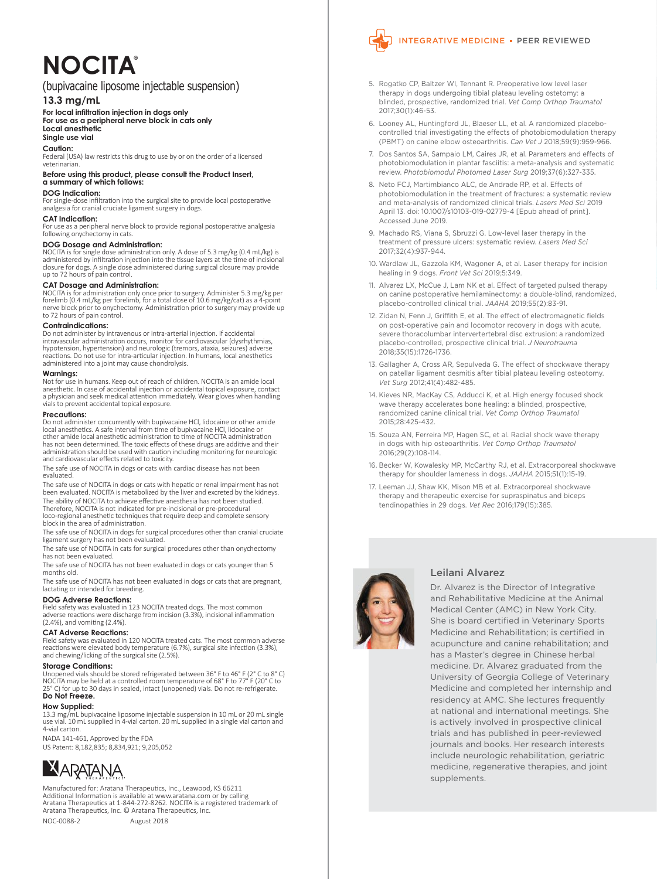# NOCITA®

(bupivacaine liposome injectable suspension)

## 13.3 mg/mL

**For local infiltration injection in dogs only**
**For use as a peripheral nerve block in cats only**
**Local anesthetic**
**Single use vial**

**Caution:**
Federal (USA) law restricts this drug to use by or on the order of a licensed veterinarian.

**Before using this product, please consult the Product Insert, a summary of which follows:**

**DOG Indication:**
For single-dose infiltration into the surgical site to provide local postoperative analgesia for cranial cruciate ligament surgery in dogs.

**CAT Indication:**
For use as a peripheral nerve block to provide regional postoperative analgesia following onychectomy in cats.

**DOG Dosage and Administration:**
NOCITA is for single dose administration only. A dose of 5.3 mg/kg (0.4 mL/kg) is administered by infiltration injection into the tissue layers at the time of incisional closure for dogs. A single dose administered during surgical closure may provide up to 72 hours of pain control.

**CAT Dosage and Administration:**
NOCITA is for administration only once prior to surgery. Administer 5.3 mg/kg per forelimb (0.4 mL/kg per forelimb, for a total dose of 10.6 mg/kg/cat) as a 4-point nerve block prior to onychectomy. Administration prior to surgery may provide up to 72 hours of pain control.

**Contraindications:**
Do not administer by intravenous or intra-arterial injection. If accidental intravascular administration occurs, monitor for cardiovascular (dysrhythmias, hypotension, hypertension) and neurologic (tremors, ataxia, seizures) adverse reactions. Do not use for intra-articular injection. In humans, local anesthetics administered into a joint may cause chondrolysis.

**Warnings:**
Not for use in humans. Keep out of reach of children. NOCITA is an amide local anesthetic. In case of accidental injection or accidental topical exposure, contact a physician and seek medical attention immediately. Wear gloves when handling vials to prevent accidental topical exposure.

**Precautions:**
Do not administer concurrently with bupivacaine HCl, lidocaine or other amide local anesthetics. A safe interval from time of bupivacaine HCl, lidocaine or other amide local anesthetic administration to time of NOCITA administration has not been determined. The toxic effects of these drugs are additive and their administration should be used with caution including monitoring for neurologic and cardiovascular effects related to toxicity.

The safe use of NOCITA in dogs or cats with cardiac disease has not been evaluated.

The safe use of NOCITA in dogs or cats with hepatic or renal impairment has not been evaluated. NOCITA is metabolized by the liver and excreted by the kidneys.

The ability of NOCITA to achieve effective anesthesia has not been studied. Therefore, NOCITA is not indicated for pre-incisional or pre-procedural loco-regional anesthetic techniques that require deep and complete sensory block in the area of administration.

The safe use of NOCITA in dogs for surgical procedures other than cranial cruciate ligament surgery has not been evaluated.

The safe use of NOCITA in cats for surgical procedures other than onychectomy has not been evaluated.

The safe use of NOCITA has not been evaluated in dogs or cats younger than 5 months old.

The safe use of NOCITA has not been evaluated in dogs or cats that are pregnant, lactating or intended for breeding.

**DOG Adverse Reactions:**
Field safety was evaluated in 123 NOCITA treated dogs. The most common adverse reactions were discharge from incision (3.3%), incisional inflammation (2.4%), and vomiting (2.4%).

**CAT Adverse Reactions:**
Field safety was evaluated in 120 NOCITA treated cats. The most common adverse reactions were elevated body temperature (6.7%), surgical site infection (3.3%), and chewing/licking of the surgical site (2.5%).

**Storage Conditions:**
Unopened vials should be stored refrigerated between 36° F to 46° F (2° C to 8° C) NOCITA may be held at a controlled room temperature of 68° F to 77° F (20° C to 25° C) for up to 30 days in sealed, intact (unopened) vials. Do not re-refrigerate.
**Do Not Freeze.**

**How Supplied:**
13.3 mg/mL bupivacaine liposome injectable suspension in 10 mL or 20 mL single use vial. 10 mL supplied in 4-vial carton. 20 mL supplied in a single vial carton and 4-vial carton.

NADA 141-461, Approved by the FDA
US Patent: 8,182,835; 8,834,921; 9,205,052

ARATANA THERAPEUTICS

Manufactured for: Aratana Therapeutics, Inc., Leawood, KS 66211
Additional Information is available at www.aratana.com or by calling Aratana Therapeutics at 1-844-272-8262. NOCITA is a registered trademark of Aratana Therapeutics, Inc. © Aratana Therapeutics, Inc.

NOC-0088-2 August 2018

---

5. Rogatko CP, Baltzer WI, Tennant R. Preoperative low level laser therapy in dogs undergoing tibial plateau leveling ostetomy: a blinded, prospective, randomized trial. *Vet Comp Orthop Traumatol* 2017;30(1):46-53.
6. Looney AL, Huntingford JL, Blaeser LL, et al. A randomized placebo-controlled trial investigating the effects of photobiomodulation therapy (PBMT) on canine elbow osteoarthritis. *Can Vet J* 2018;59(9):959-966.
7. Dos Santos SA, Sampaio LM, Caires JR, et al. Parameters and effects of photobiomodulation in plantar fasciitis: a meta-analysis and systematic review. *Photobiomodul Photomed Laser Surg* 2019;37(6):327-335.
8. Neto FCJ, Martimbianco ALC, de Andrade RP, et al. Effects of photobiomodulation in the treatment of fractures: a systematic review and meta-analysis of randomized clinical trials. *Lasers Med Sci* 2019 April 13. doi: 10.1007/s10103-019-02779-4 [Epub ahead of print]. Accessed June 2019.
9. Machado RS, Viana S, Sbruzzi G. Low-level laser therapy in the treatment of pressure ulcers: systematic review. *Lasers Med Sci* 2017;32(4):937-944.
10. Wardlaw JL, Gazzola KM, Wagoner A, et al. Laser therapy for incision healing in 9 dogs. *Front Vet Sci* 2019;5:349.
11. Alvarez LX, McCue J, Lam NK et al. Effect of targeted pulsed therapy on canine postoperative hemilaminectomy: a double-blind, randomized, placebo-controlled clinical trial. *JAAHA* 2019;55(2):83-91.
12. Zidan N, Fenn J, Griffith E, et al. The effect of electromagnetic fields on post-operative pain and locomotor recovery in dogs with acute, severe thoracolumbar intervertebral disc extrusion: a randomized placebo-controlled, prospective clinical trial. *J Neurotrauma* 2018;35(15):1726-1736.
13. Gallagher A, Cross AR, Sepulveda G. The effect of shockwave therapy on patellar ligament desmitis after tibial plateau leveling osteotomy. *Vet Surg* 2012;41(4):482-485.
14. Kieves NR, MacKay CS, Adducci K, et al. High energy focused shock wave therapy accelerates bone healing: a blinded, prospective, randomized canine clinical trial. *Vet Comp Orthop Traumatol* 2015;28:425-432.
15. Souza AN, Ferreira MP, Hagen SC, et al. Radial shock wave therapy in dogs with hip osteoarthritis. *Vet Comp Orthop Traumatol* 2016;29(2):108-114.
16. Becker W, Kowalesky MP, McCarthy RJ, et al. Extracorporeal shockwave therapy for shoulder lameness in dogs. *JAAHA* 2015;51(1):15-19.
17. Leeman JJ, Shaw KK, Mison MB et al. Extracorporeal shockwave therapy and therapeutic exercise for supraspinatus and biceps tendinopathies in 29 dogs. *Vet Rec* 2016;179(15):385.

### Leilani Alvarez

Dr. Alvarez is the Director of Integrative and Rehabilitative Medicine at the Animal Medical Center (AMC) in New York City. She is board certified in Veterinary Sports Medicine and Rehabilitation; is certified in acupuncture and canine rehabilitation; and has a Master's degree in Chinese herbal medicine. Dr. Alvarez graduated from the University of Georgia College of Veterinary Medicine and completed her internship and residency at AMC. She lectures frequently at national and international meetings. She is actively involved in prospective clinical trials and has published in peer-reviewed journals and books. Her research interests include neurologic rehabilitation, geriatric medicine, regenerative therapies, and joint supplements.